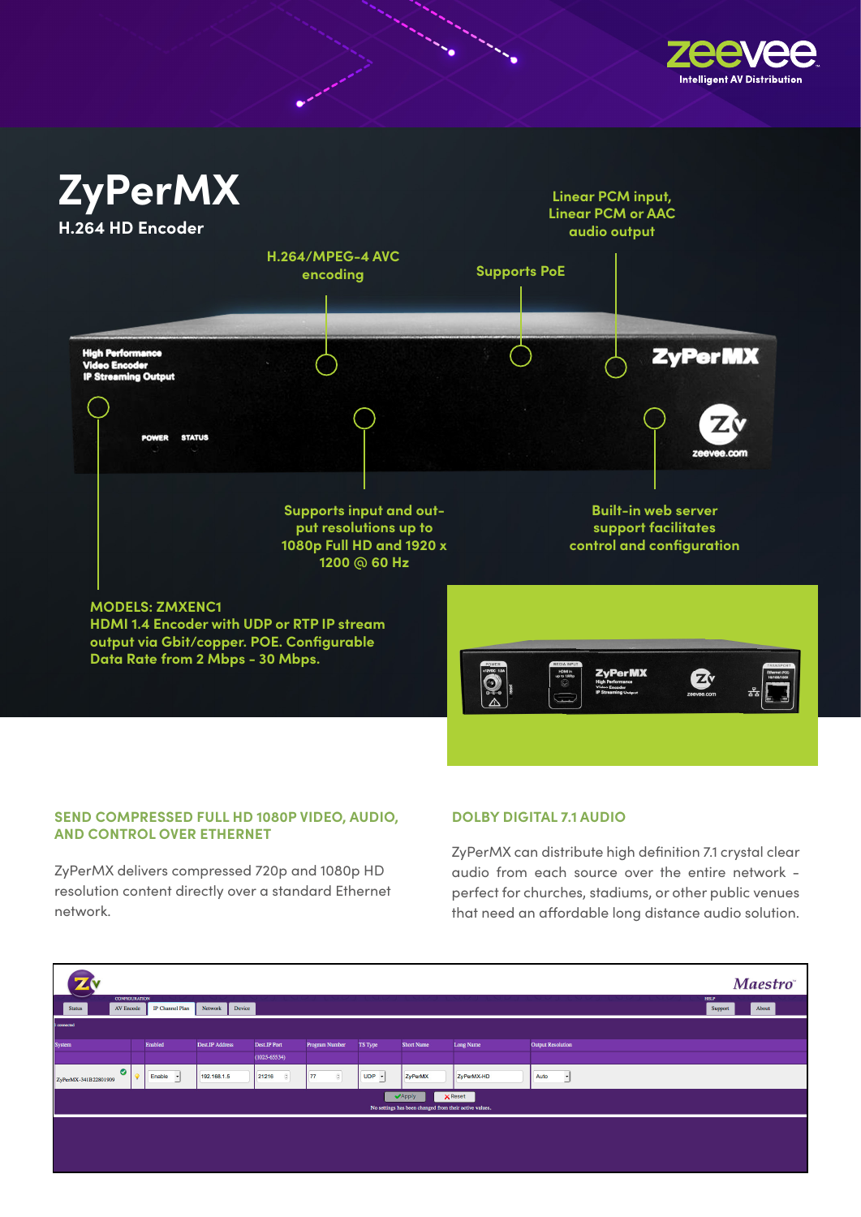# ZyPerMX

## H.264 HD Encoder

- H.264/MPEG-4 AVC encoding
- Supports PoE
- Linear PCM input, Linear PCM or AAC audio output
- Supports input and output resolutions up to 1080p Full HD and 1920 x 1200 @ 60 Hz
- Built-in web server support facilitates control and configuration

**MODELS: ZMXENC1**
**HDMI 1.4 Encoder with UDP or RTP IP stream output via Gbit/copper. POE. Configurable Data Rate from 2 Mbps - 30 Mbps.**

### SEND COMPRESSED FULL HD 1080P VIDEO, AUDIO, AND CONTROL OVER ETHERNET

ZyPerMX delivers compressed 720p and 1080p HD resolution content directly over a standard Ethernet network.

### DOLBY DIGITAL 7.1 AUDIO

ZyPerMX can distribute high definition 7.1 crystal clear audio from each source over the entire network – perfect for churches, stadiums, or other public venues that need an affordable long distance audio solution.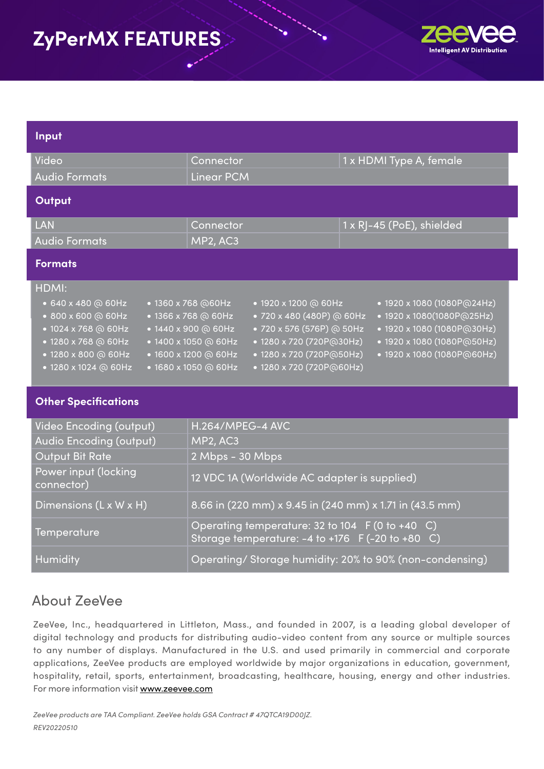# ZyPerMX FEATURES

## Input

| | | |
|---|---|---|
| Video | Connector | 1 x HDMI Type A, female |
| Audio Formats | Linear PCM | |

## Output

| | | |
|---|---|---|
| LAN | Connector | 1 x RJ-45 (PoE), shielded |
| Audio Formats | MP2, AC3 | |

## Formats

HDMI:

- 640 x 480 @ 60Hz
- 800 x 600 @ 60Hz
- 1024 x 768 @ 60Hz
- 1280 x 768 @ 60Hz
- 1280 x 800 @ 60Hz
- 1280 x 1024 @ 60Hz
- 1360 x 768 @60Hz
- 1366 x 768 @ 60Hz
- 1440 x 900 @ 60Hz
- 1400 x 1050 @ 60Hz
- 1600 x 1200 @ 60Hz
- 1680 x 1050 @ 60Hz
- 1920 x 1200 @ 60Hz
- 720 x 480 (480P) @ 60Hz
- 720 x 576 (576P) @ 50Hz
- 1280 x 720 (720P@30Hz)
- 1280 x 720 (720P@50Hz)
- 1280 x 720 (720P@60Hz)
- 1920 x 1080 (1080P@24Hz)
- 1920 x 1080(1080P@25Hz)
- 1920 x 1080 (1080P@30Hz)
- 1920 x 1080 (1080P@50Hz)
- 1920 x 1080 (1080P@60Hz)

## Other Specifications

| | |
|---|---|
| Video Encoding (output) | H.264/MPEG-4 AVC |
| Audio Encoding (output) | MP2, AC3 |
| Output Bit Rate | 2 Mbps - 30 Mbps |
| Power input (locking connector) | 12 VDC 1A (Worldwide AC adapter is supplied) |
| Dimensions (L x W x H) | 8.66 in (220 mm) x 9.45 in (240 mm) x 1.71 in (43.5 mm) |
| Temperature | Operating temperature: 32 to 104 F (0 to +40 C)<br>Storage temperature: -4 to +176 F (-20 to +80 C) |
| Humidity | Operating/ Storage humidity: 20% to 90% (non-condensing) |

## About ZeeVee

ZeeVee, Inc., headquartered in Littleton, Mass., and founded in 2007, is a leading global developer of digital technology and products for distributing audio-video content from any source or multiple sources to any number of displays. Manufactured in the U.S. and used primarily in commercial and corporate applications, ZeeVee products are employed worldwide by major organizations in education, government, hospitality, retail, sports, entertainment, broadcasting, healthcare, housing, energy and other industries. For more information visit www.zeevee.com

*ZeeVee products are TAA Compliant. ZeeVee holds GSA Contract # 47QTCA19D00JZ.*

*REV20220510*